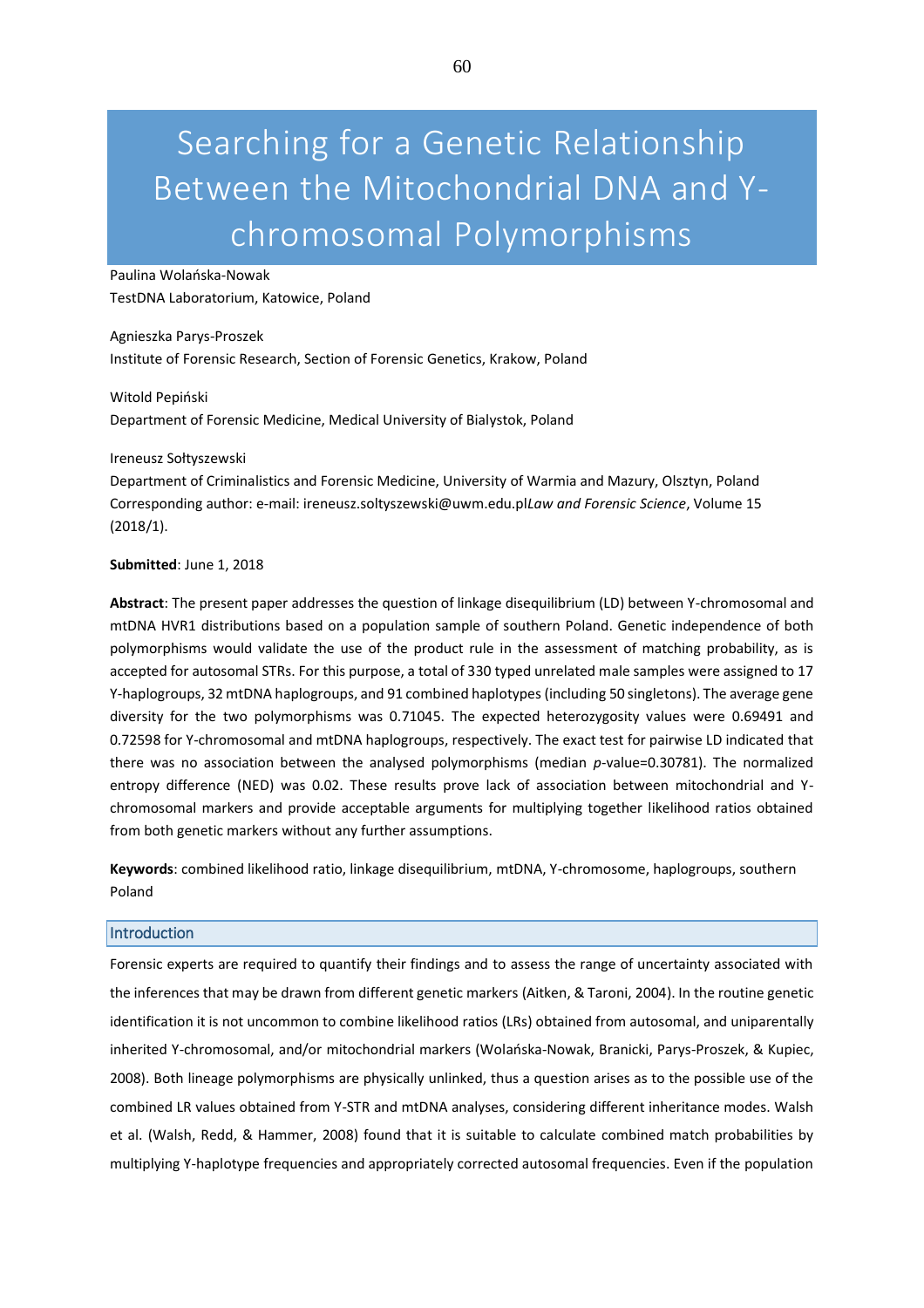# Searching for a Genetic Relationship Between the Mitochondrial DNA and Y-chromosomal Polymorphisms

Paulina Wolańska-Nowak
TestDNA Laboratorium, Katowice, Poland

Agnieszka Parys-Proszek
Institute of Forensic Research, Section of Forensic Genetics, Krakow, Poland

Witold Pepiński
Department of Forensic Medicine, Medical University of Bialystok, Poland

Ireneusz Sołtyszewski
Department of Criminalistics and Forensic Medicine, University of Warmia and Mazury, Olsztyn, Poland
Corresponding author: e-mail: ireneusz.soltyszewski@uwm.edu.pl*Law and Forensic Science*, Volume 15 (2018/1).

**Submitted**: June 1, 2018

**Abstract**: The present paper addresses the question of linkage disequilibrium (LD) between Y-chromosomal and mtDNA HVR1 distributions based on a population sample of southern Poland. Genetic independence of both polymorphisms would validate the use of the product rule in the assessment of matching probability, as is accepted for autosomal STRs. For this purpose, a total of 330 typed unrelated male samples were assigned to 17 Y-haplogroups, 32 mtDNA haplogroups, and 91 combined haplotypes (including 50 singletons). The average gene diversity for the two polymorphisms was 0.71045. The expected heterozygosity values were 0.69491 and 0.72598 for Y-chromosomal and mtDNA haplogroups, respectively. The exact test for pairwise LD indicated that there was no association between the analysed polymorphisms (median *p*-value=0.30781). The normalized entropy difference (NED) was 0.02. These results prove lack of association between mitochondrial and Y-chromosomal markers and provide acceptable arguments for multiplying together likelihood ratios obtained from both genetic markers without any further assumptions.

**Keywords**: combined likelihood ratio, linkage disequilibrium, mtDNA, Y-chromosome, haplogroups, southern Poland

## Introduction

Forensic experts are required to quantify their findings and to assess the range of uncertainty associated with the inferences that may be drawn from different genetic markers (Aitken, & Taroni, 2004). In the routine genetic identification it is not uncommon to combine likelihood ratios (LRs) obtained from autosomal, and uniparentally inherited Y-chromosomal, and/or mitochondrial markers (Wolańska-Nowak, Branicki, Parys-Proszek, & Kupiec, 2008). Both lineage polymorphisms are physically unlinked, thus a question arises as to the possible use of the combined LR values obtained from Y-STR and mtDNA analyses, considering different inheritance modes. Walsh et al. (Walsh, Redd, & Hammer, 2008) found that it is suitable to calculate combined match probabilities by multiplying Y-haplotype frequencies and appropriately corrected autosomal frequencies. Even if the population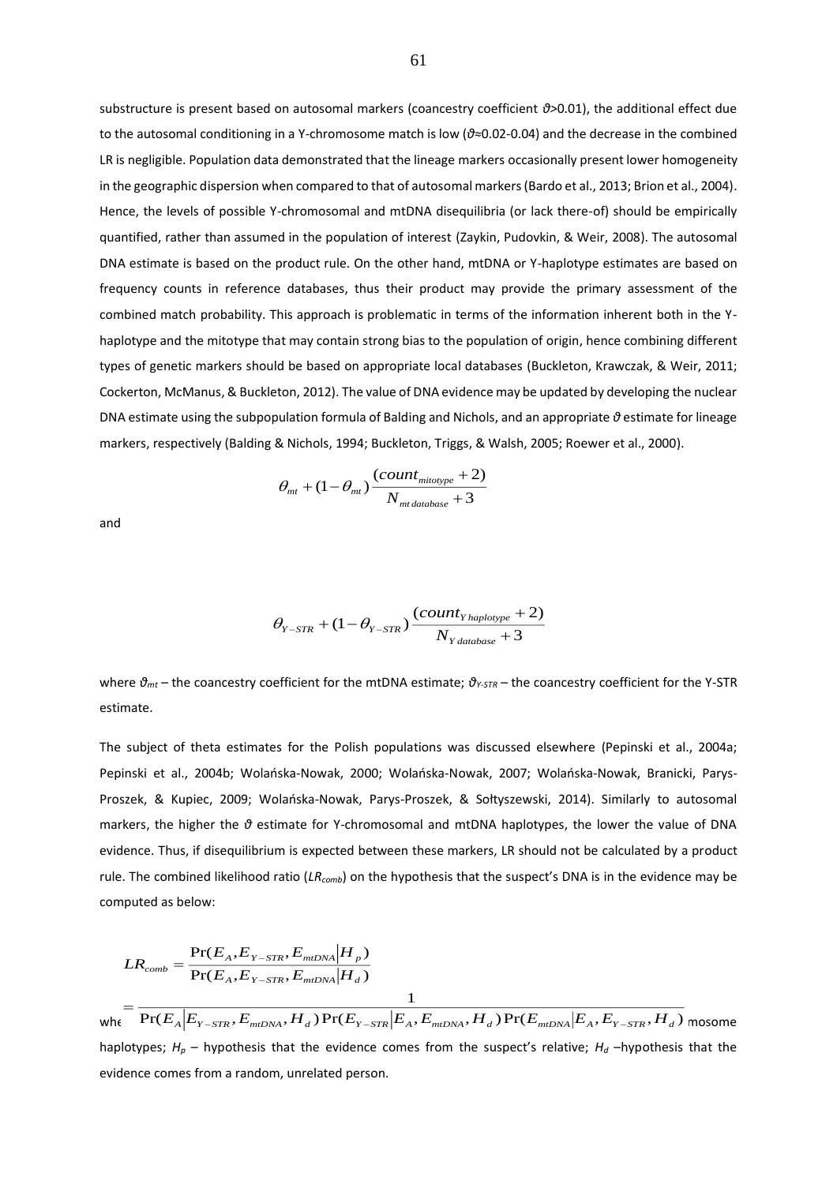substructure is present based on autosomal markers (coancestry coefficient $\vartheta$>0.01), the additional effect due to the autosomal conditioning in a Y-chromosome match is low ($\vartheta$≈0.02-0.04) and the decrease in the combined LR is negligible. Population data demonstrated that the lineage markers occasionally present lower homogeneity in the geographic dispersion when compared to that of autosomal markers (Bardo et al., 2013; Brion et al., 2004). Hence, the levels of possible Y-chromosomal and mtDNA disequilibria (or lack there-of) should be empirically quantified, rather than assumed in the population of interest (Zaykin, Pudovkin, & Weir, 2008). The autosomal DNA estimate is based on the product rule. On the other hand, mtDNA or Y-haplotype estimates are based on frequency counts in reference databases, thus their product may provide the primary assessment of the combined match probability. This approach is problematic in terms of the information inherent both in the Y-haplotype and the mitotype that may contain strong bias to the population of origin, hence combining different types of genetic markers should be based on appropriate local databases (Buckleton, Krawczak, & Weir, 2011; Cockerton, McManus, & Buckleton, 2012). The value of DNA evidence may be updated by developing the nuclear DNA estimate using the subpopulation formula of Balding and Nichols, and an appropriate $\vartheta$ estimate for lineage markers, respectively (Balding & Nichols, 1994; Buckleton, Triggs, & Walsh, 2005; Roewer et al., 2000).

$$\theta_{mt} + (1-\theta_{mt})\frac{(count_{mitotype}+2)}{N_{mt\,database}+3}$$

and

$$\theta_{Y-STR} + (1-\theta_{Y-STR})\frac{(count_{Y\,haplotype}+2)}{N_{Y\,database}+3}$$

where $\vartheta_{mt}$ – the coancestry coefficient for the mtDNA estimate; $\vartheta_{Y\text{-}STR}$ – the coancestry coefficient for the Y-STR estimate.

The subject of theta estimates for the Polish populations was discussed elsewhere (Pepinski et al., 2004a; Pepinski et al., 2004b; Wolańska-Nowak, 2000; Wolańska-Nowak, 2007; Wolańska-Nowak, Branicki, Parys-Proszek, & Kupiec, 2009; Wolańska-Nowak, Parys-Proszek, & Sołtyszewski, 2014). Similarly to autosomal markers, the higher the $\vartheta$ estimate for Y-chromosomal and mtDNA haplotypes, the lower the value of DNA evidence. Thus, if disequilibrium is expected between these markers, LR should not be calculated by a product rule. The combined likelihood ratio ($LR_{comb}$) on the hypothesis that the suspect's DNA is in the evidence may be computed as below:

$$LR_{comb} = \frac{\Pr(E_A, E_{Y-STR}, E_{mtDNA} | H_p)}{\Pr(E_A, E_{Y-STR}, E_{mtDNA} | H_d)}$$

$$= \frac{1}{\Pr(E_A | E_{Y-STR}, E_{mtDNA}, H_d)\Pr(E_{Y-STR} | E_A, E_{mtDNA}, H_d)\Pr(E_{mtDNA} | E_A, E_{Y-STR}, H_d)}$$

whe[...]mosome haplotypes; $H_p$ – hypothesis that the evidence comes from the suspect's relative; $H_d$ –hypothesis that the evidence comes from a random, unrelated person.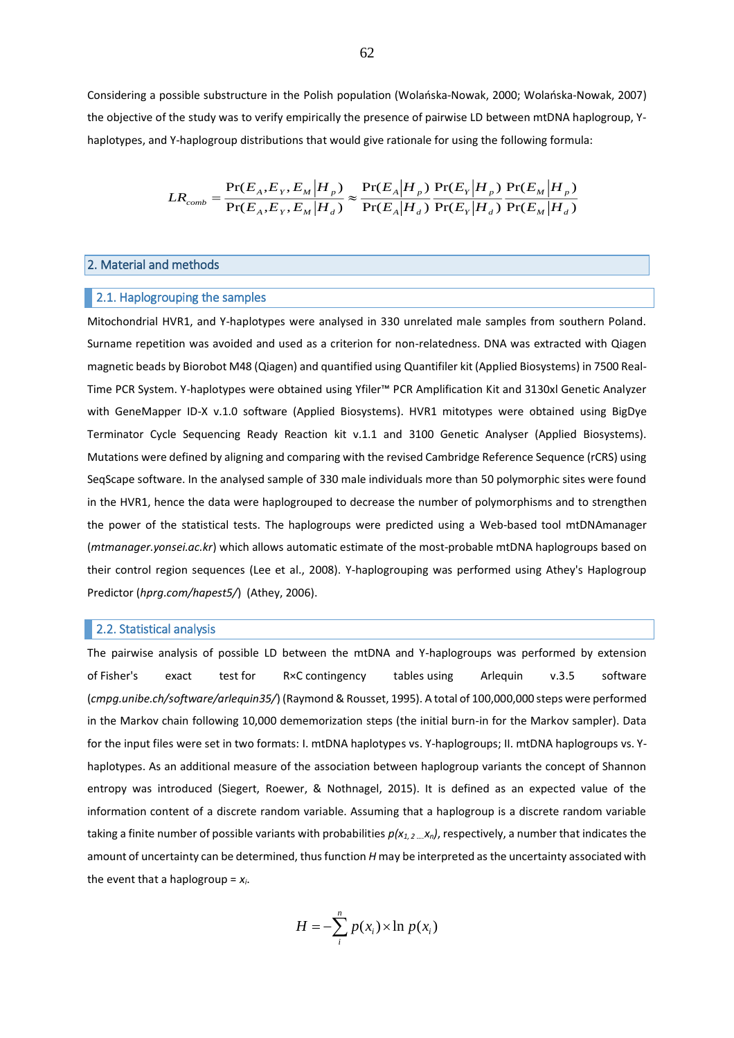Considering a possible substructure in the Polish population (Wolańska-Nowak, 2000; Wolańska-Nowak, 2007) the objective of the study was to verify empirically the presence of pairwise LD between mtDNA haplogroup, Y-haplotypes, and Y-haplogroup distributions that would give rationale for using the following formula:

$$LR_{comb} = \frac{\Pr(E_A, E_Y, E_M | H_p)}{\Pr(E_A, E_Y, E_M | H_d)} \approx \frac{\Pr(E_A | H_p)}{\Pr(E_A | H_d)} \frac{\Pr(E_Y | H_p)}{\Pr(E_Y | H_d)} \frac{\Pr(E_M | H_p)}{\Pr(E_M | H_d)}$$

## 2. Material and methods

### 2.1. Haplogrouping the samples

Mitochondrial HVR1, and Y-haplotypes were analysed in 330 unrelated male samples from southern Poland. Surname repetition was avoided and used as a criterion for non-relatedness. DNA was extracted with Qiagen magnetic beads by Biorobot M48 (Qiagen) and quantified using Quantifiler kit (Applied Biosystems) in 7500 Real-Time PCR System. Y-haplotypes were obtained using Yfiler™ PCR Amplification Kit and 3130xl Genetic Analyzer with GeneMapper ID-X v.1.0 software (Applied Biosystems). HVR1 mitotypes were obtained using BigDye Terminator Cycle Sequencing Ready Reaction kit v.1.1 and 3100 Genetic Analyser (Applied Biosystems). Mutations were defined by aligning and comparing with the revised Cambridge Reference Sequence (rCRS) using SeqScape software. In the analysed sample of 330 male individuals more than 50 polymorphic sites were found in the HVR1, hence the data were haplogrouped to decrease the number of polymorphisms and to strengthen the power of the statistical tests. The haplogroups were predicted using a Web-based tool mtDNAmanager (*mtmanager.yonsei.ac.kr*) which allows automatic estimate of the most-probable mtDNA haplogroups based on their control region sequences (Lee et al., 2008). Y-haplogrouping was performed using Athey's Haplogroup Predictor (*hprg.com/hapest5/*) (Athey, 2006).

### 2.2. Statistical analysis

The pairwise analysis of possible LD between the mtDNA and Y-haplogroups was performed by extension of Fisher's exact test for R×C contingency tables using Arlequin v.3.5 software (*cmpg.unibe.ch/software/arlequin35/*) (Raymond & Rousset, 1995). A total of 100,000,000 steps were performed in the Markov chain following 10,000 dememorization steps (the initial burn-in for the Markov sampler). Data for the input files were set in two formats: I. mtDNA haplotypes vs. Y-haplogroups; II. mtDNA haplogroups vs. Y-haplotypes. As an additional measure of the association between haplogroup variants the concept of Shannon entropy was introduced (Siegert, Roewer, & Nothnagel, 2015). It is defined as an expected value of the information content of a discrete random variable. Assuming that a haplogroup is a discrete random variable taking a finite number of possible variants with probabilities $p(x_{1, 2 \ldots} x_n)$, respectively, a number that indicates the amount of uncertainty can be determined, thus function $H$ may be interpreted as the uncertainty associated with the event that a haplogroup = $x_i$.

$$H = -\sum_{i}^{n} p(x_i) \times \ln p(x_i)$$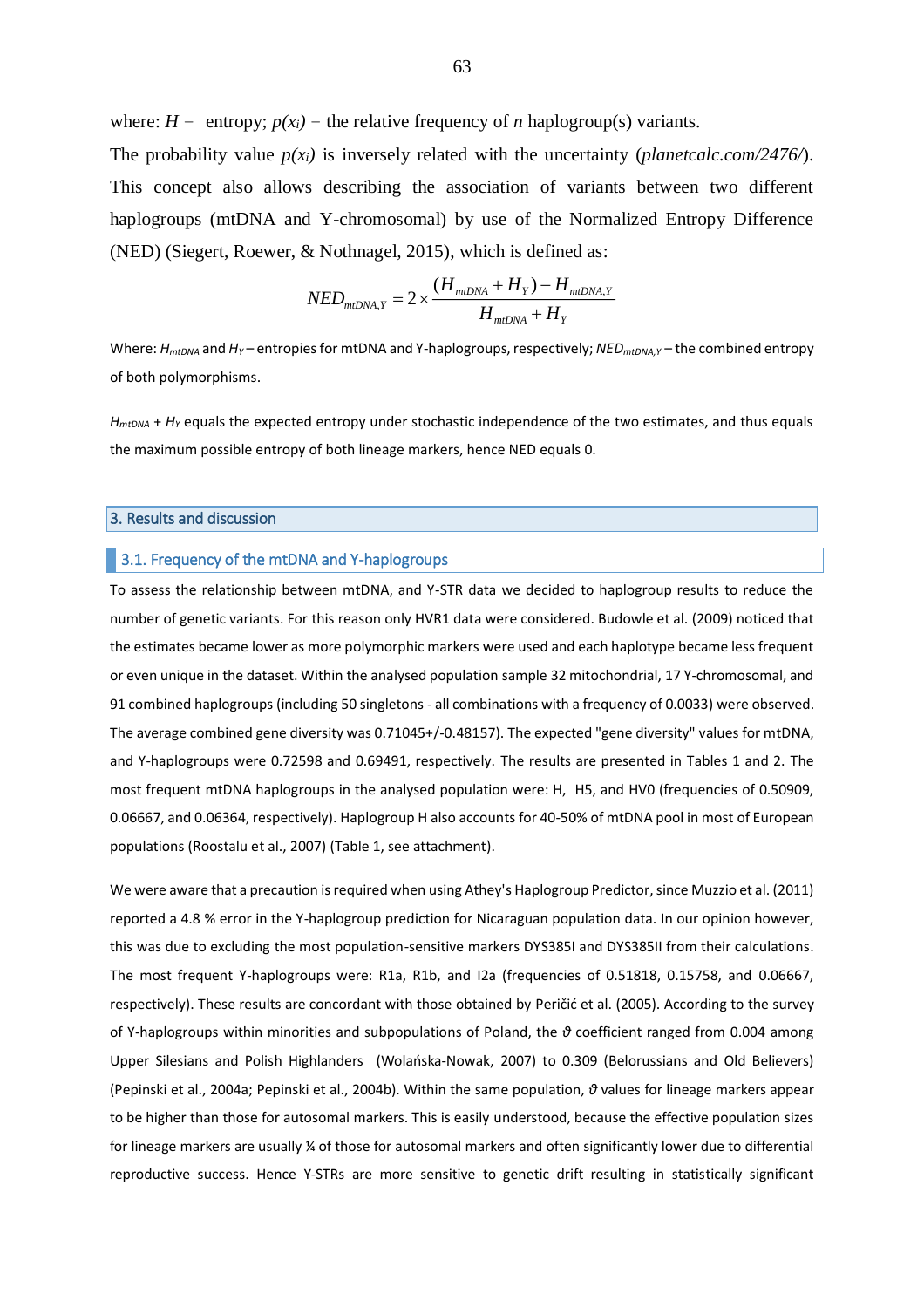where: $H$ − entropy; $p(x_i)$ − the relative frequency of $n$ haplogroup(s) variants.

The probability value $p(x_i)$ is inversely related with the uncertainty (*planetcalc.com/2476/*). This concept also allows describing the association of variants between two different haplogroups (mtDNA and Y-chromosomal) by use of the Normalized Entropy Difference (NED) (Siegert, Roewer, & Nothnagel, 2015), which is defined as:

$$NED_{mtDNA,Y} = 2 \times \frac{(H_{mtDNA} + H_Y) - H_{mtDNA,Y}}{H_{mtDNA} + H_Y}$$

Where: $H_{mtDNA}$ and $H_Y$ – entropies for mtDNA and Y-haplogroups, respectively; $NED_{mtDNA,Y}$ – the combined entropy of both polymorphisms.

$H_{mtDNA}$ + $H_Y$ equals the expected entropy under stochastic independence of the two estimates, and thus equals the maximum possible entropy of both lineage markers, hence NED equals 0.

## 3. Results and discussion

### 3.1. Frequency of the mtDNA and Y-haplogroups

To assess the relationship between mtDNA, and Y-STR data we decided to haplogroup results to reduce the number of genetic variants. For this reason only HVR1 data were considered. Budowle et al. (2009) noticed that the estimates became lower as more polymorphic markers were used and each haplotype became less frequent or even unique in the dataset. Within the analysed population sample 32 mitochondrial, 17 Y-chromosomal, and 91 combined haplogroups (including 50 singletons - all combinations with a frequency of 0.0033) were observed. The average combined gene diversity was 0.71045+/-0.48157). The expected "gene diversity" values for mtDNA, and Y-haplogroups were 0.72598 and 0.69491, respectively. The results are presented in Tables 1 and 2. The most frequent mtDNA haplogroups in the analysed population were: H, H5, and HV0 (frequencies of 0.50909, 0.06667, and 0.06364, respectively). Haplogroup H also accounts for 40-50% of mtDNA pool in most of European populations (Roostalu et al., 2007) (Table 1, see attachment).

We were aware that a precaution is required when using Athey's Haplogroup Predictor, since Muzzio et al. (2011) reported a 4.8 % error in the Y-haplogroup prediction for Nicaraguan population data. In our opinion however, this was due to excluding the most population-sensitive markers DYS385I and DYS385II from their calculations. The most frequent Y-haplogroups were: R1a, R1b, and I2a (frequencies of 0.51818, 0.15758, and 0.06667, respectively). These results are concordant with those obtained by Peričić et al. (2005). According to the survey of Y-haplogroups within minorities and subpopulations of Poland, the $\vartheta$ coefficient ranged from 0.004 among Upper Silesians and Polish Highlanders (Wolańska-Nowak, 2007) to 0.309 (Belorussians and Old Believers) (Pepinski et al., 2004a; Pepinski et al., 2004b). Within the same population, $\vartheta$ values for lineage markers appear to be higher than those for autosomal markers. This is easily understood, because the effective population sizes for lineage markers are usually ¼ of those for autosomal markers and often significantly lower due to differential reproductive success. Hence Y-STRs are more sensitive to genetic drift resulting in statistically significant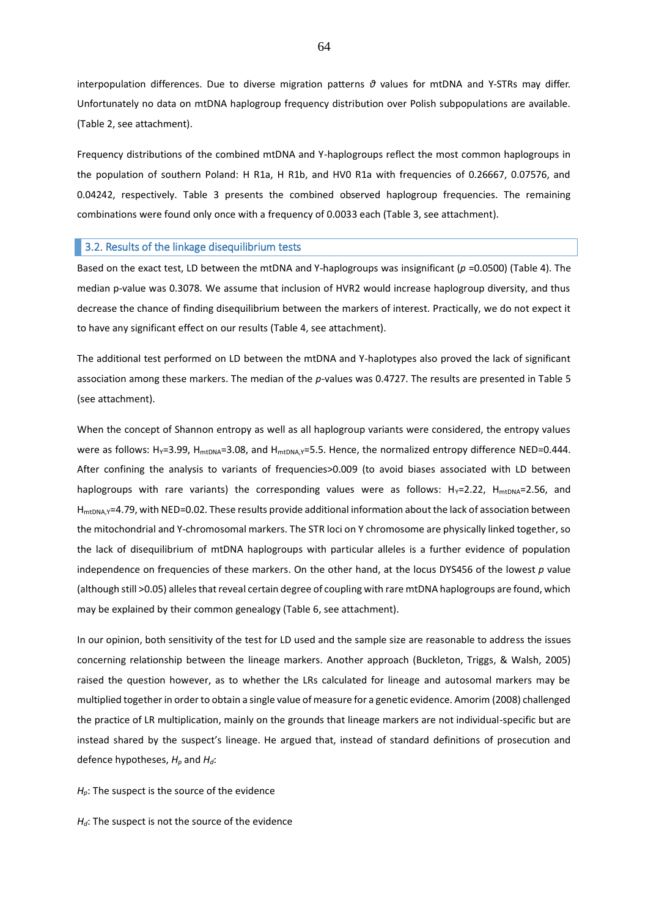interpopulation differences. Due to diverse migration patterns $\vartheta$ values for mtDNA and Y-STRs may differ. Unfortunately no data on mtDNA haplogroup frequency distribution over Polish subpopulations are available. (Table 2, see attachment).

Frequency distributions of the combined mtDNA and Y-haplogroups reflect the most common haplogroups in the population of southern Poland: H R1a, H R1b, and HV0 R1a with frequencies of 0.26667, 0.07576, and 0.04242, respectively. Table 3 presents the combined observed haplogroup frequencies. The remaining combinations were found only once with a frequency of 0.0033 each (Table 3, see attachment).

## 3.2. Results of the linkage disequilibrium tests

Based on the exact test, LD between the mtDNA and Y-haplogroups was insignificant ($p$ =0.0500) (Table 4). The median p-value was 0.3078. We assume that inclusion of HVR2 would increase haplogroup diversity, and thus decrease the chance of finding disequilibrium between the markers of interest. Practically, we do not expect it to have any significant effect on our results (Table 4, see attachment).

The additional test performed on LD between the mtDNA and Y-haplotypes also proved the lack of significant association among these markers. The median of the $p$-values was 0.4727. The results are presented in Table 5 (see attachment).

When the concept of Shannon entropy as well as all haplogroup variants were considered, the entropy values were as follows: $H_Y$=3.99, $H_{mtDNA}$=3.08, and $H_{mtDNA,Y}$=5.5. Hence, the normalized entropy difference NED=0.444. After confining the analysis to variants of frequencies>0.009 (to avoid biases associated with LD between haplogroups with rare variants) the corresponding values were as follows: $H_Y$=2.22, $H_{mtDNA}$=2.56, and $H_{mtDNA,Y}$=4.79, with NED=0.02. These results provide additional information about the lack of association between the mitochondrial and Y-chromosomal markers. The STR loci on Y chromosome are physically linked together, so the lack of disequilibrium of mtDNA haplogroups with particular alleles is a further evidence of population independence on frequencies of these markers. On the other hand, at the locus DYS456 of the lowest $p$ value (although still >0.05) alleles that reveal certain degree of coupling with rare mtDNA haplogroups are found, which may be explained by their common genealogy (Table 6, see attachment).

In our opinion, both sensitivity of the test for LD used and the sample size are reasonable to address the issues concerning relationship between the lineage markers. Another approach (Buckleton, Triggs, & Walsh, 2005) raised the question however, as to whether the LRs calculated for lineage and autosomal markers may be multiplied together in order to obtain a single value of measure for a genetic evidence. Amorim (2008) challenged the practice of LR multiplication, mainly on the grounds that lineage markers are not individual-specific but are instead shared by the suspect's lineage. He argued that, instead of standard definitions of prosecution and defence hypotheses, $H_p$ and $H_d$:

$H_p$: The suspect is the source of the evidence

$H_d$: The suspect is not the source of the evidence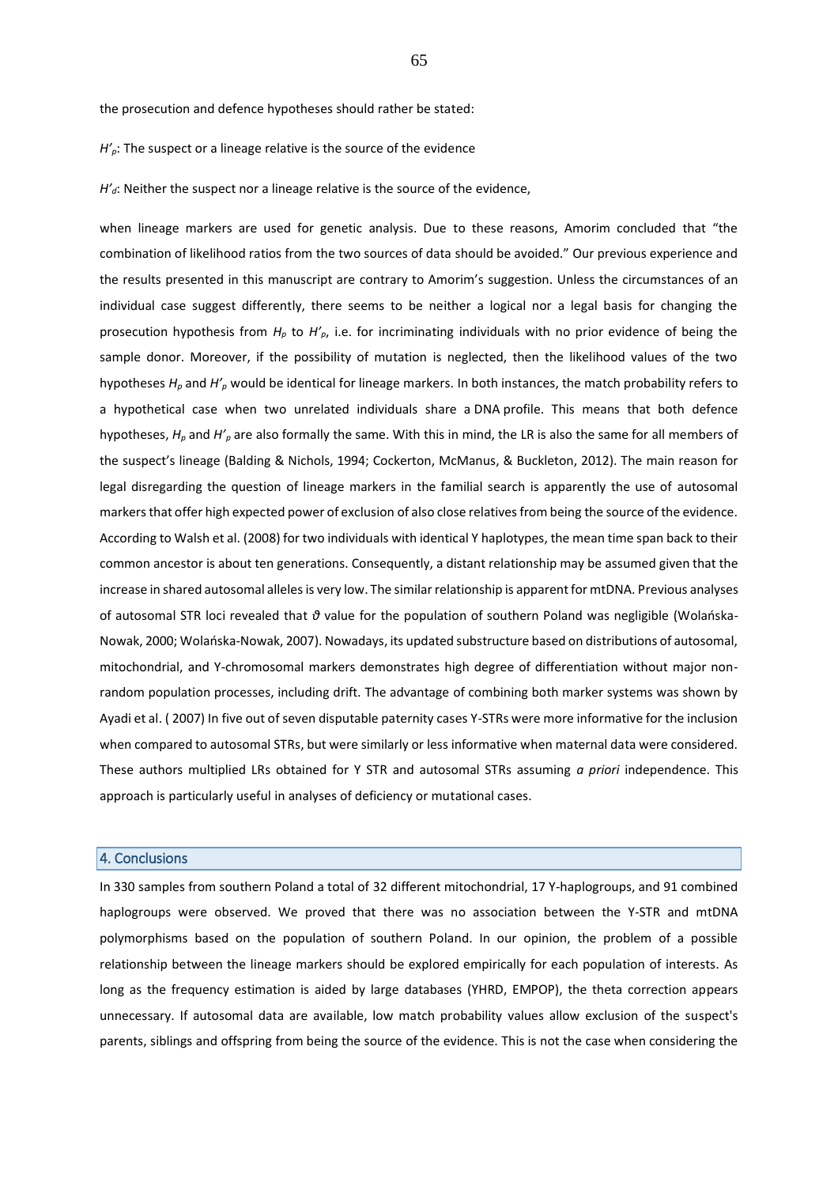the prosecution and defence hypotheses should rather be stated:

$H'_p$: The suspect or a lineage relative is the source of the evidence

$H'_d$: Neither the suspect nor a lineage relative is the source of the evidence,

when lineage markers are used for genetic analysis. Due to these reasons, Amorim concluded that "the combination of likelihood ratios from the two sources of data should be avoided." Our previous experience and the results presented in this manuscript are contrary to Amorim's suggestion. Unless the circumstances of an individual case suggest differently, there seems to be neither a logical nor a legal basis for changing the prosecution hypothesis from $H_p$ to $H'_p$, i.e. for incriminating individuals with no prior evidence of being the sample donor. Moreover, if the possibility of mutation is neglected, then the likelihood values of the two hypotheses $H_p$ and $H'_p$ would be identical for lineage markers. In both instances, the match probability refers to a hypothetical case when two unrelated individuals share a DNA profile. This means that both defence hypotheses, $H_p$ and $H'_p$ are also formally the same. With this in mind, the LR is also the same for all members of the suspect's lineage (Balding & Nichols, 1994; Cockerton, McManus, & Buckleton, 2012). The main reason for legal disregarding the question of lineage markers in the familial search is apparently the use of autosomal markers that offer high expected power of exclusion of also close relatives from being the source of the evidence. According to Walsh et al. (2008) for two individuals with identical Y haplotypes, the mean time span back to their common ancestor is about ten generations. Consequently, a distant relationship may be assumed given that the increase in shared autosomal alleles is very low. The similar relationship is apparent for mtDNA. Previous analyses of autosomal STR loci revealed that $\vartheta$ value for the population of southern Poland was negligible (Wolańska-Nowak, 2000; Wolańska-Nowak, 2007). Nowadays, its updated substructure based on distributions of autosomal, mitochondrial, and Y-chromosomal markers demonstrates high degree of differentiation without major non-random population processes, including drift. The advantage of combining both marker systems was shown by Ayadi et al. ( 2007) In five out of seven disputable paternity cases Y-STRs were more informative for the inclusion when compared to autosomal STRs, but were similarly or less informative when maternal data were considered. These authors multiplied LRs obtained for Y STR and autosomal STRs assuming *a priori* independence. This approach is particularly useful in analyses of deficiency or mutational cases.

## 4. Conclusions

In 330 samples from southern Poland a total of 32 different mitochondrial, 17 Y-haplogroups, and 91 combined haplogroups were observed. We proved that there was no association between the Y-STR and mtDNA polymorphisms based on the population of southern Poland. In our opinion, the problem of a possible relationship between the lineage markers should be explored empirically for each population of interests. As long as the frequency estimation is aided by large databases (YHRD, EMPOP), the theta correction appears unnecessary. If autosomal data are available, low match probability values allow exclusion of the suspect's parents, siblings and offspring from being the source of the evidence. This is not the case when considering the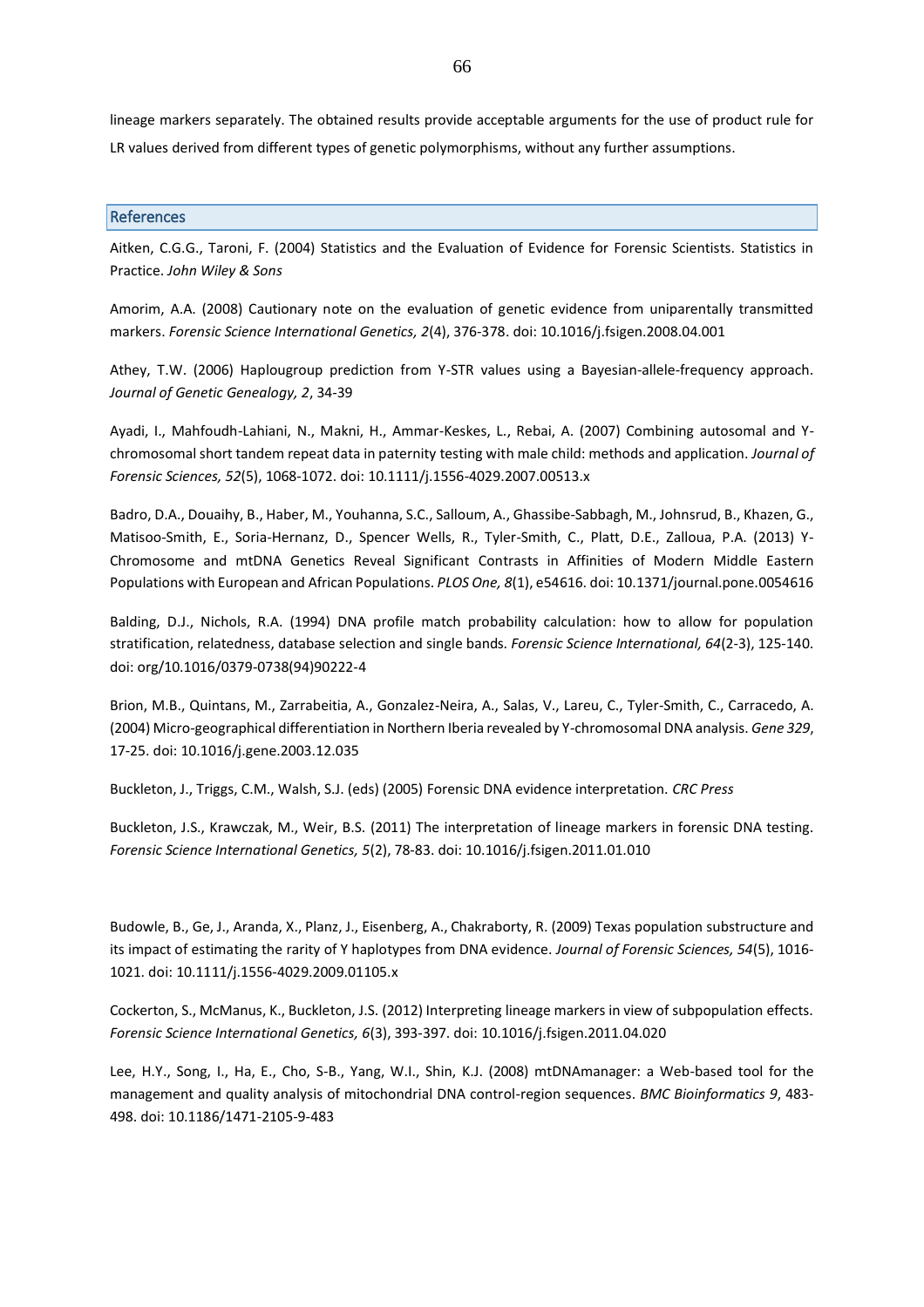lineage markers separately. The obtained results provide acceptable arguments for the use of product rule for LR values derived from different types of genetic polymorphisms, without any further assumptions.

## References

Aitken, C.G.G., Taroni, F. (2004) Statistics and the Evaluation of Evidence for Forensic Scientists. Statistics in Practice. *John Wiley & Sons*

Amorim, A.A. (2008) Cautionary note on the evaluation of genetic evidence from uniparentally transmitted markers. *Forensic Science International Genetics, 2*(4), 376-378. doi: 10.1016/j.fsigen.2008.04.001

Athey, T.W. (2006) Haplogroup prediction from Y-STR values using a Bayesian-allele-frequency approach. *Journal of Genetic Genealogy, 2*, 34-39

Ayadi, I., Mahfoudh-Lahiani, N., Makni, H., Ammar-Keskes, L., Rebai, A. (2007) Combining autosomal and Y-chromosomal short tandem repeat data in paternity testing with male child: methods and application. *Journal of Forensic Sciences, 52*(5), 1068-1072. doi: 10.1111/j.1556-4029.2007.00513.x

Badro, D.A., Douaihy, B., Haber, M., Youhanna, S.C., Salloum, A., Ghassibe-Sabbagh, M., Johnsrud, B., Khazen, G., Matisoo-Smith, E., Soria-Hernanz, D., Spencer Wells, R., Tyler-Smith, C., Platt, D.E., Zalloua, P.A. (2013) Y-Chromosome and mtDNA Genetics Reveal Significant Contrasts in Affinities of Modern Middle Eastern Populations with European and African Populations. *PLOS One, 8*(1), e54616. doi: 10.1371/journal.pone.0054616

Balding, D.J., Nichols, R.A. (1994) DNA profile match probability calculation: how to allow for population stratification, relatedness, database selection and single bands. *Forensic Science International, 64*(2-3), 125-140. doi: org/10.1016/0379-0738(94)90222-4

Brion, M.B., Quintans, M., Zarrabeitia, A., Gonzalez-Neira, A., Salas, V., Lareu, C., Tyler-Smith, C., Carracedo, A. (2004) Micro-geographical differentiation in Northern Iberia revealed by Y-chromosomal DNA analysis. *Gene 329*, 17-25. doi: 10.1016/j.gene.2003.12.035

Buckleton, J., Triggs, C.M., Walsh, S.J. (eds) (2005) Forensic DNA evidence interpretation. *CRC Press*

Buckleton, J.S., Krawczak, M., Weir, B.S. (2011) The interpretation of lineage markers in forensic DNA testing. *Forensic Science International Genetics, 5*(2), 78-83. doi: 10.1016/j.fsigen.2011.01.010

Budowle, B., Ge, J., Aranda, X., Planz, J., Eisenberg, A., Chakraborty, R. (2009) Texas population substructure and its impact of estimating the rarity of Y haplotypes from DNA evidence. *Journal of Forensic Sciences, 54*(5), 1016-1021. doi: 10.1111/j.1556-4029.2009.01105.x

Cockerton, S., McManus, K., Buckleton, J.S. (2012) Interpreting lineage markers in view of subpopulation effects. *Forensic Science International Genetics, 6*(3), 393-397. doi: 10.1016/j.fsigen.2011.04.020

Lee, H.Y., Song, I., Ha, E., Cho, S-B., Yang, W.I., Shin, K.J. (2008) mtDNAmanager: a Web-based tool for the management and quality analysis of mitochondrial DNA control-region sequences. *BMC Bioinformatics 9*, 483-498. doi: 10.1186/1471-2105-9-483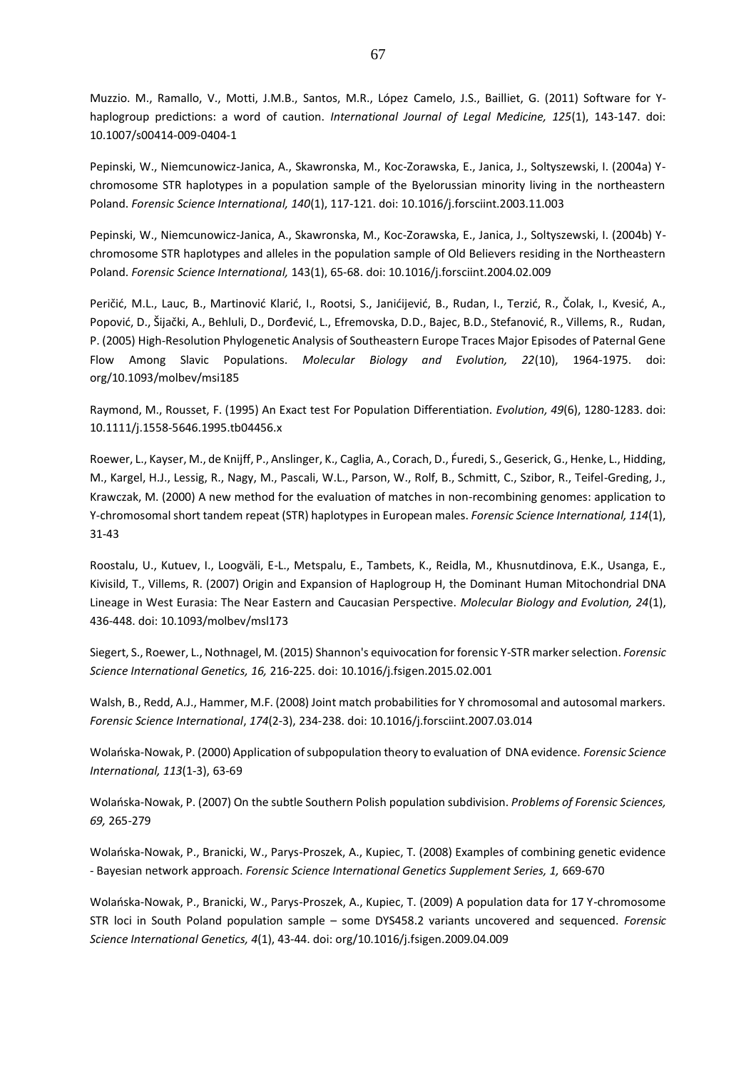Muzzio. M., Ramallo, V., Motti, J.M.B., Santos, M.R., López Camelo, J.S., Bailliet, G. (2011) Software for Y-haplogroup predictions: a word of caution. *International Journal of Legal Medicine, 125*(1), 143-147. doi: 10.1007/s00414-009-0404-1

Pepinski, W., Niemcunowicz-Janica, A., Skawronska, M., Koc-Zorawska, E., Janica, J., Soltyszewski, I. (2004a) Y-chromosome STR haplotypes in a population sample of the Byelorussian minority living in the northeastern Poland. *Forensic Science International, 140*(1), 117-121. doi: 10.1016/j.forsciint.2003.11.003

Pepinski, W., Niemcunowicz-Janica, A., Skawronska, M., Koc-Zorawska, E., Janica, J., Soltyszewski, I. (2004b) Y-chromosome STR haplotypes and alleles in the population sample of Old Believers residing in the Northeastern Poland. *Forensic Science International,* 143(1), 65-68. doi: 10.1016/j.forsciint.2004.02.009

Peričić, M.L., Lauc, B., Martinović Klarić, I., Rootsi, S., Janićijević, B., Rudan, I., Terzić, R., Čolak, I., Kvesić, A., Popović, D., Šijački, A., Behluli, D., Dorđević, L., Efremovska, D.D., Bajec, B.D., Stefanović, R., Villems, R., Rudan, P. (2005) High-Resolution Phylogenetic Analysis of Southeastern Europe Traces Major Episodes of Paternal Gene Flow Among Slavic Populations. *Molecular Biology and Evolution, 22*(10), 1964-1975. doi: org/10.1093/molbev/msi185

Raymond, M., Rousset, F. (1995) An Exact test For Population Differentiation. *Evolution, 49*(6), 1280-1283. doi: 10.1111/j.1558-5646.1995.tb04456.x

Roewer, L., Kayser, M., de Knijff, P., Anslinger, K., Caglia, A., Corach, D., Ƒuredi, S., Geserick, G., Henke, L., Hidding, M., Kargel, H.J., Lessig, R., Nagy, M., Pascali, W.L., Parson, W., Rolf, B., Schmitt, C., Szibor, R., Teifel-Greding, J., Krawczak, M. (2000) A new method for the evaluation of matches in non-recombining genomes: application to Y-chromosomal short tandem repeat (STR) haplotypes in European males. *Forensic Science International, 114*(1), 31-43

Roostalu, U., Kutuev, I., Loogväli, E-L., Metspalu, E., Tambets, K., Reidla, M., Khusnutdinova, E.K., Usanga, E., Kivisild, T., Villems, R. (2007) Origin and Expansion of Haplogroup H, the Dominant Human Mitochondrial DNA Lineage in West Eurasia: The Near Eastern and Caucasian Perspective. *Molecular Biology and Evolution, 24*(1), 436-448. doi: 10.1093/molbev/msl173

Siegert, S., Roewer, L., Nothnagel, M. (2015) Shannon's equivocation for forensic Y-STR marker selection. *Forensic Science International Genetics, 16,* 216-225. doi: 10.1016/j.fsigen.2015.02.001

Walsh, B., Redd, A.J., Hammer, M.F. (2008) Joint match probabilities for Y chromosomal and autosomal markers. *Forensic Science International*, *174*(2-3), 234-238. doi: 10.1016/j.forsciint.2007.03.014

Wolańska-Nowak, P. (2000) Application of subpopulation theory to evaluation of DNA evidence. *Forensic Science International, 113*(1-3), 63-69

Wolańska-Nowak, P. (2007) On the subtle Southern Polish population subdivision. *Problems of Forensic Sciences, 69,* 265-279

Wolańska-Nowak, P., Branicki, W., Parys-Proszek, A., Kupiec, T. (2008) Examples of combining genetic evidence - Bayesian network approach. *Forensic Science International Genetics Supplement Series, 1,* 669-670

Wolańska-Nowak, P., Branicki, W., Parys-Proszek, A., Kupiec, T. (2009) A population data for 17 Y-chromosome STR loci in South Poland population sample – some DYS458.2 variants uncovered and sequenced. *Forensic Science International Genetics, 4*(1), 43-44. doi: org/10.1016/j.fsigen.2009.04.009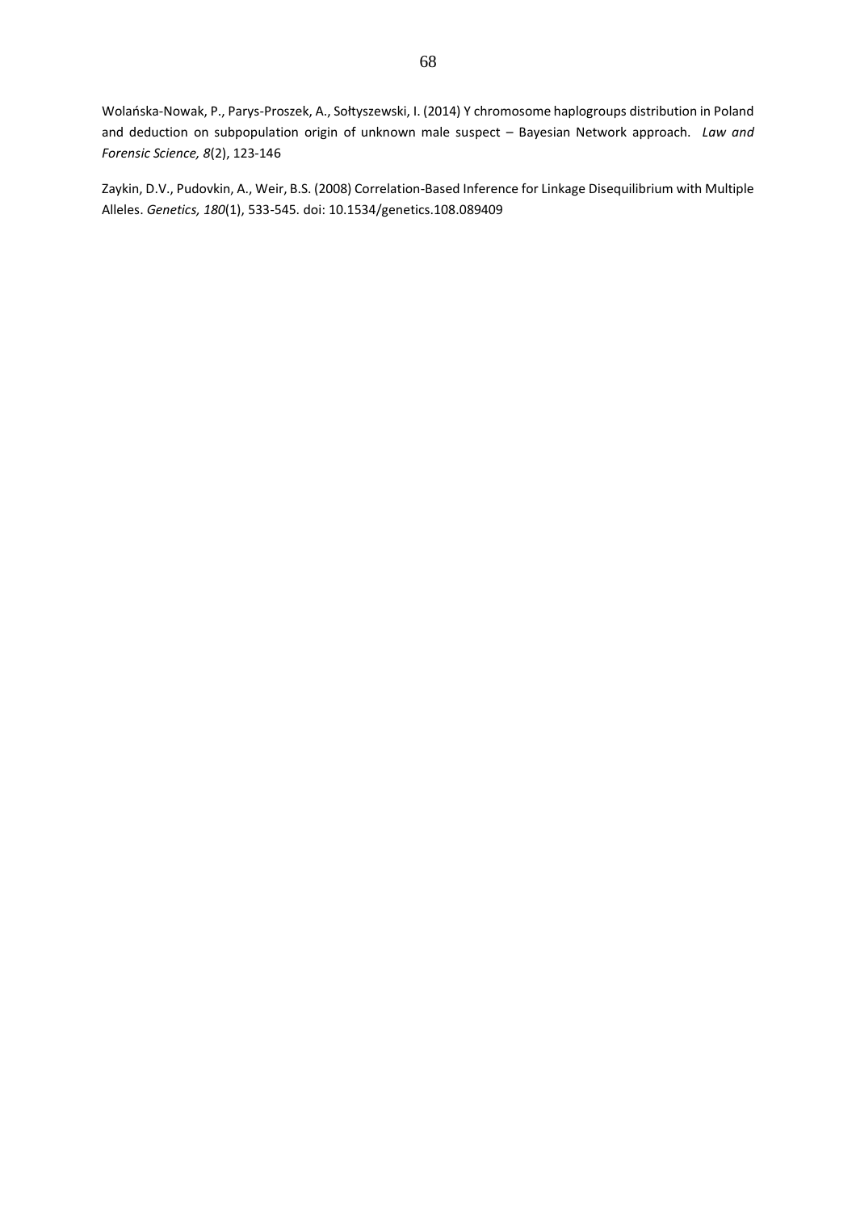Wolańska-Nowak, P., Parys-Proszek, A., Sołtyszewski, I. (2014) Y chromosome haplogroups distribution in Poland and deduction on subpopulation origin of unknown male suspect – Bayesian Network approach. *Law and Forensic Science, 8*(2), 123-146

Zaykin, D.V., Pudovkin, A., Weir, B.S. (2008) Correlation-Based Inference for Linkage Disequilibrium with Multiple Alleles. *Genetics, 180*(1), 533-545. doi: 10.1534/genetics.108.089409